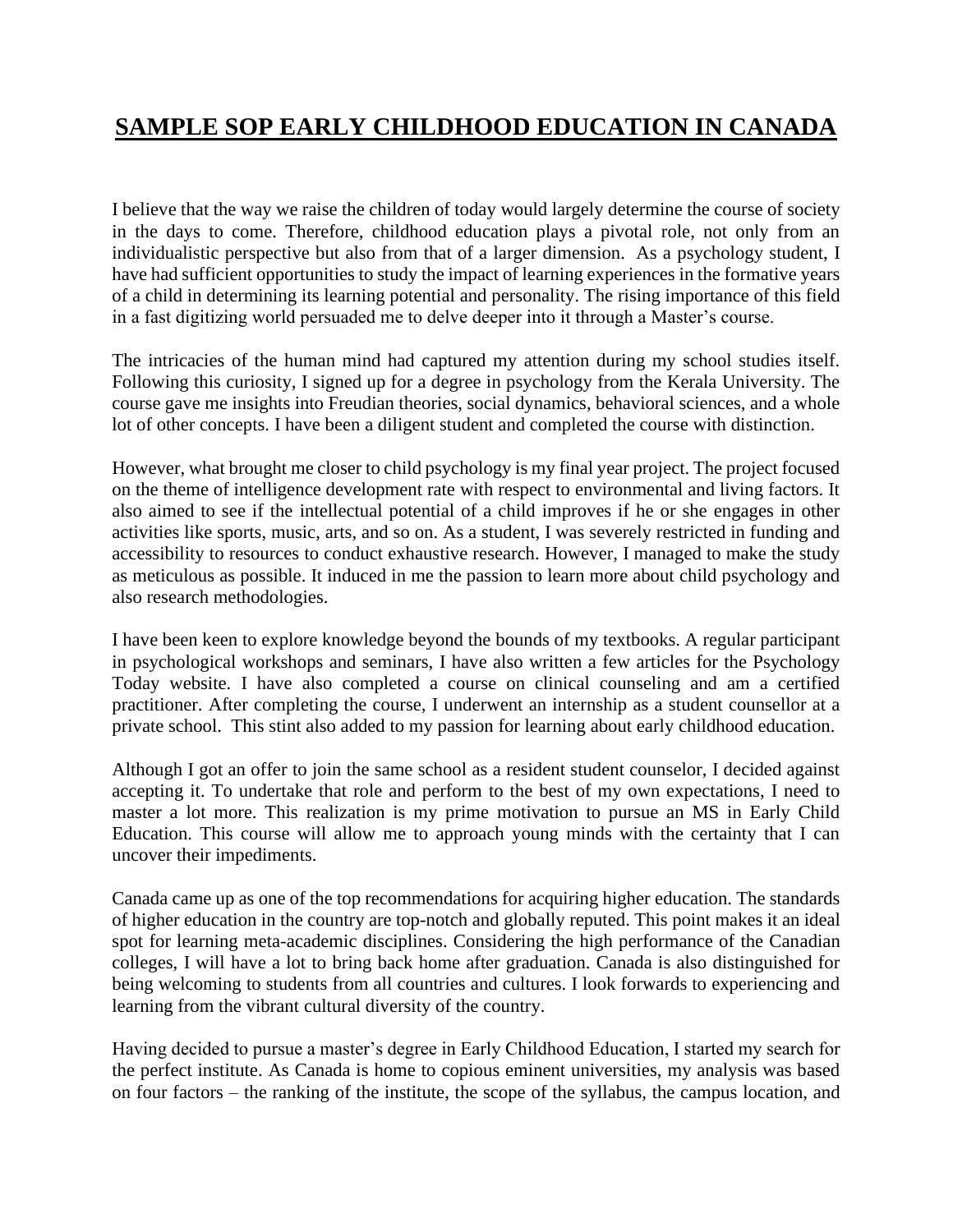# SAMPLE SOP EARLY CHILDHOOD EDUCATION IN CANADA

I believe that the way we raise the children of today would largely determine the course of society in the days to come. Therefore, childhood education plays a pivotal role, not only from an individualistic perspective but also from that of a larger dimension. As a psychology student, I have had sufficient opportunities to study the impact of learning experiences in the formative years of a child in determining its learning potential and personality. The rising importance of this field in a fast digitizing world persuaded me to delve deeper into it through a Master's course.

The intricacies of the human mind had captured my attention during my school studies itself. Following this curiosity, I signed up for a degree in psychology from the Kerala University. The course gave me insights into Freudian theories, social dynamics, behavioral sciences, and a whole lot of other concepts. I have been a diligent student and completed the course with distinction.

However, what brought me closer to child psychology is my final year project. The project focused on the theme of intelligence development rate with respect to environmental and living factors. It also aimed to see if the intellectual potential of a child improves if he or she engages in other activities like sports, music, arts, and so on. As a student, I was severely restricted in funding and accessibility to resources to conduct exhaustive research. However, I managed to make the study as meticulous as possible. It induced in me the passion to learn more about child psychology and also research methodologies.

I have been keen to explore knowledge beyond the bounds of my textbooks. A regular participant in psychological workshops and seminars, I have also written a few articles for the Psychology Today website. I have also completed a course on clinical counseling and am a certified practitioner. After completing the course, I underwent an internship as a student counsellor at a private school. This stint also added to my passion for learning about early childhood education.

Although I got an offer to join the same school as a resident student counselor, I decided against accepting it. To undertake that role and perform to the best of my own expectations, I need to master a lot more. This realization is my prime motivation to pursue an MS in Early Child Education. This course will allow me to approach young minds with the certainty that I can uncover their impediments.

Canada came up as one of the top recommendations for acquiring higher education. The standards of higher education in the country are top-notch and globally reputed. This point makes it an ideal spot for learning meta-academic disciplines. Considering the high performance of the Canadian colleges, I will have a lot to bring back home after graduation. Canada is also distinguished for being welcoming to students from all countries and cultures. I look forwards to experiencing and learning from the vibrant cultural diversity of the country.

Having decided to pursue a master's degree in Early Childhood Education, I started my search for the perfect institute. As Canada is home to copious eminent universities, my analysis was based on four factors – the ranking of the institute, the scope of the syllabus, the campus location, and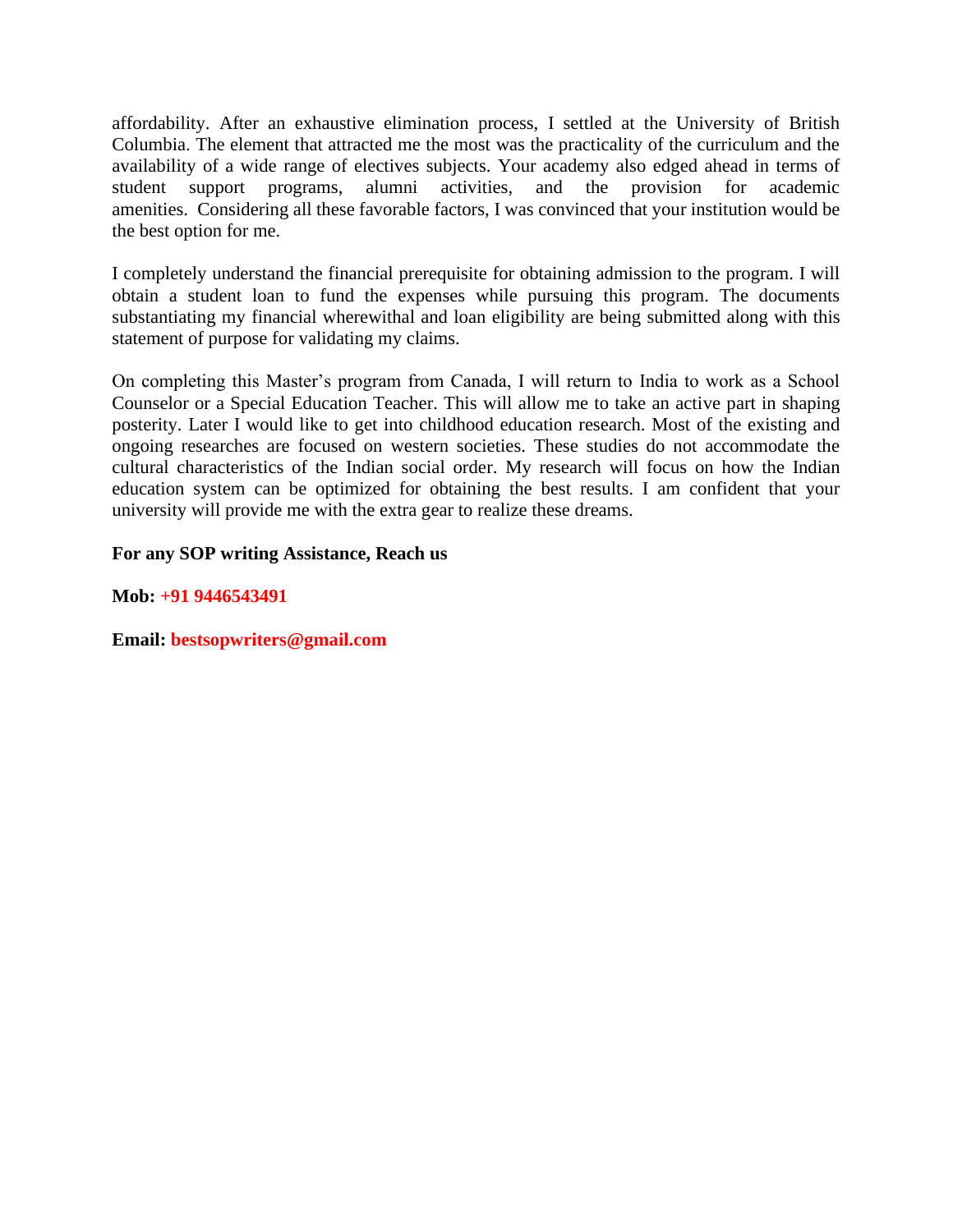affordability. After an exhaustive elimination process, I settled at the University of British Columbia. The element that attracted me the most was the practicality of the curriculum and the availability of a wide range of electives subjects. Your academy also edged ahead in terms of student support programs, alumni activities, and the provision for academic amenities. Considering all these favorable factors, I was convinced that your institution would be the best option for me.

I completely understand the financial prerequisite for obtaining admission to the program. I will obtain a student loan to fund the expenses while pursuing this program. The documents substantiating my financial wherewithal and loan eligibility are being submitted along with this statement of purpose for validating my claims.

On completing this Master's program from Canada, I will return to India to work as a School Counselor or a Special Education Teacher. This will allow me to take an active part in shaping posterity. Later I would like to get into childhood education research. Most of the existing and ongoing researches are focused on western societies. These studies do not accommodate the cultural characteristics of the Indian social order. My research will focus on how the Indian education system can be optimized for obtaining the best results. I am confident that your university will provide me with the extra gear to realize these dreams.

**For any SOP writing Assistance, Reach us**

**Mob: +91 9446543491**

**Email: bestsopwriters@gmail.com**